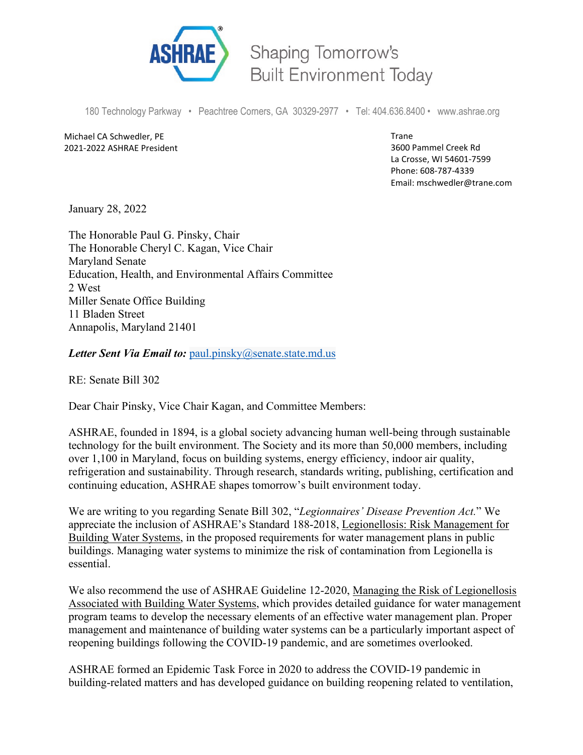ASHRAE Shaping Tomorrow's Built Environment Today

180 Technology Parkway • Peachtree Corners, GA 30329-2977 • Tel: 404.636.8400 • www.ashrae.org

Michael CA Schwedler, PE
2021-2022 ASHRAE President

Trane
3600 Pammel Creek Rd
La Crosse, WI 54601-7599
Phone: 608-787-4339
Email: mschwedler@trane.com

January 28, 2022

The Honorable Paul G. Pinsky, Chair
The Honorable Cheryl C. Kagan, Vice Chair
Maryland Senate
Education, Health, and Environmental Affairs Committee
2 West
Miller Senate Office Building
11 Bladen Street
Annapolis, Maryland 21401

***Letter Sent Via Email to:*** paul.pinsky@senate.state.md.us

RE: Senate Bill 302

Dear Chair Pinsky, Vice Chair Kagan, and Committee Members:

ASHRAE, founded in 1894, is a global society advancing human well-being through sustainable technology for the built environment. The Society and its more than 50,000 members, including over 1,100 in Maryland, focus on building systems, energy efficiency, indoor air quality, refrigeration and sustainability. Through research, standards writing, publishing, certification and continuing education, ASHRAE shapes tomorrow's built environment today.

We are writing to you regarding Senate Bill 302, "*Legionnaires' Disease Prevention Act.*" We appreciate the inclusion of ASHRAE's Standard 188-2018, Legionellosis: Risk Management for Building Water Systems, in the proposed requirements for water management plans in public buildings. Managing water systems to minimize the risk of contamination from Legionella is essential.

We also recommend the use of ASHRAE Guideline 12-2020, Managing the Risk of Legionellosis Associated with Building Water Systems, which provides detailed guidance for water management program teams to develop the necessary elements of an effective water management plan. Proper management and maintenance of building water systems can be a particularly important aspect of reopening buildings following the COVID-19 pandemic, and are sometimes overlooked.

ASHRAE formed an Epidemic Task Force in 2020 to address the COVID-19 pandemic in building-related matters and has developed guidance on building reopening related to ventilation,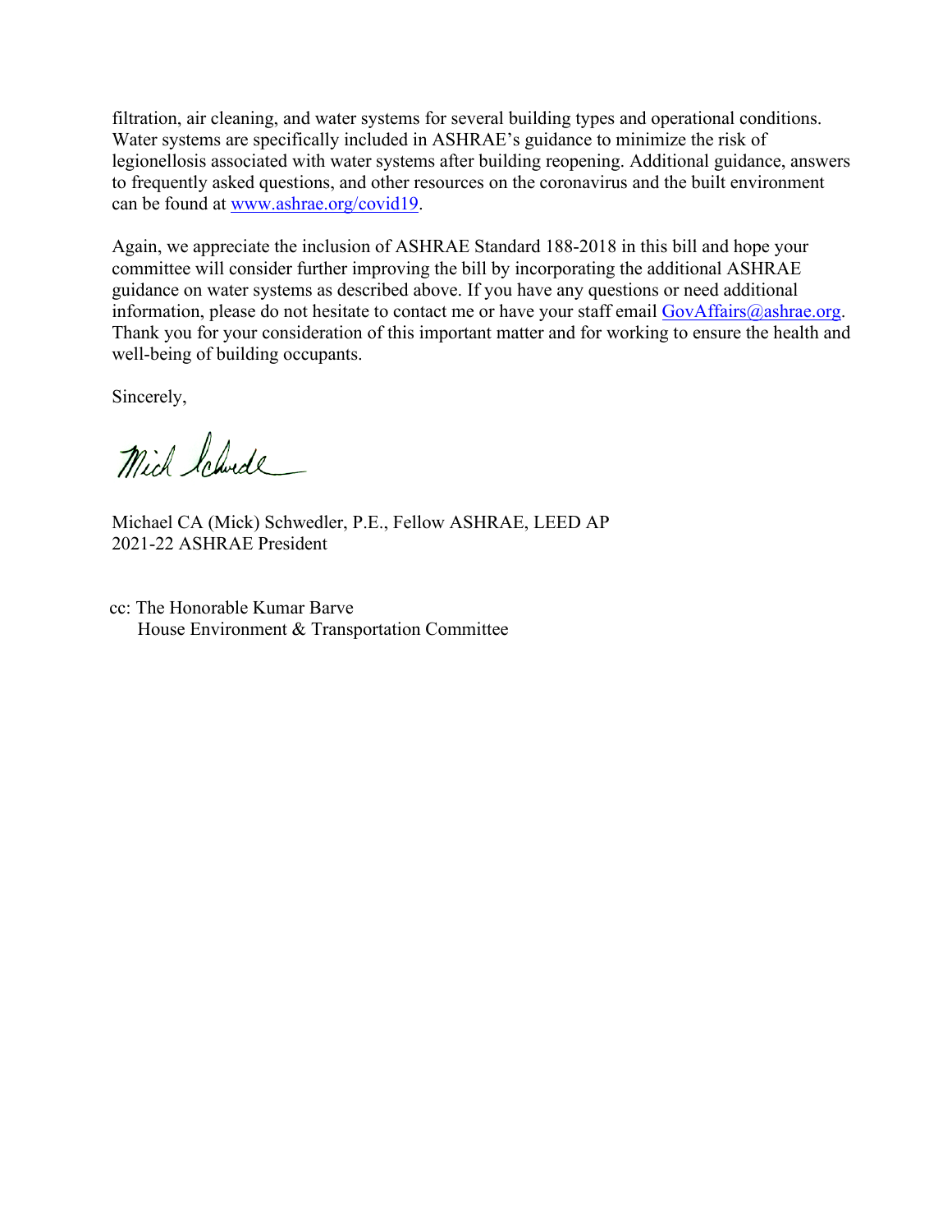filtration, air cleaning, and water systems for several building types and operational conditions. Water systems are specifically included in ASHRAE's guidance to minimize the risk of legionellosis associated with water systems after building reopening. Additional guidance, answers to frequently asked questions, and other resources on the coronavirus and the built environment can be found at www.ashrae.org/covid19.

Again, we appreciate the inclusion of ASHRAE Standard 188-2018 in this bill and hope your committee will consider further improving the bill by incorporating the additional ASHRAE guidance on water systems as described above. If you have any questions or need additional information, please do not hesitate to contact me or have your staff email GovAffairs@ashrae.org. Thank you for your consideration of this important matter and for working to ensure the health and well-being of building occupants.

Sincerely,

Michael CA (Mick) Schwedler, P.E., Fellow ASHRAE, LEED AP
2021-22 ASHRAE President

cc: The Honorable Kumar Barve
House Environment & Transportation Committee